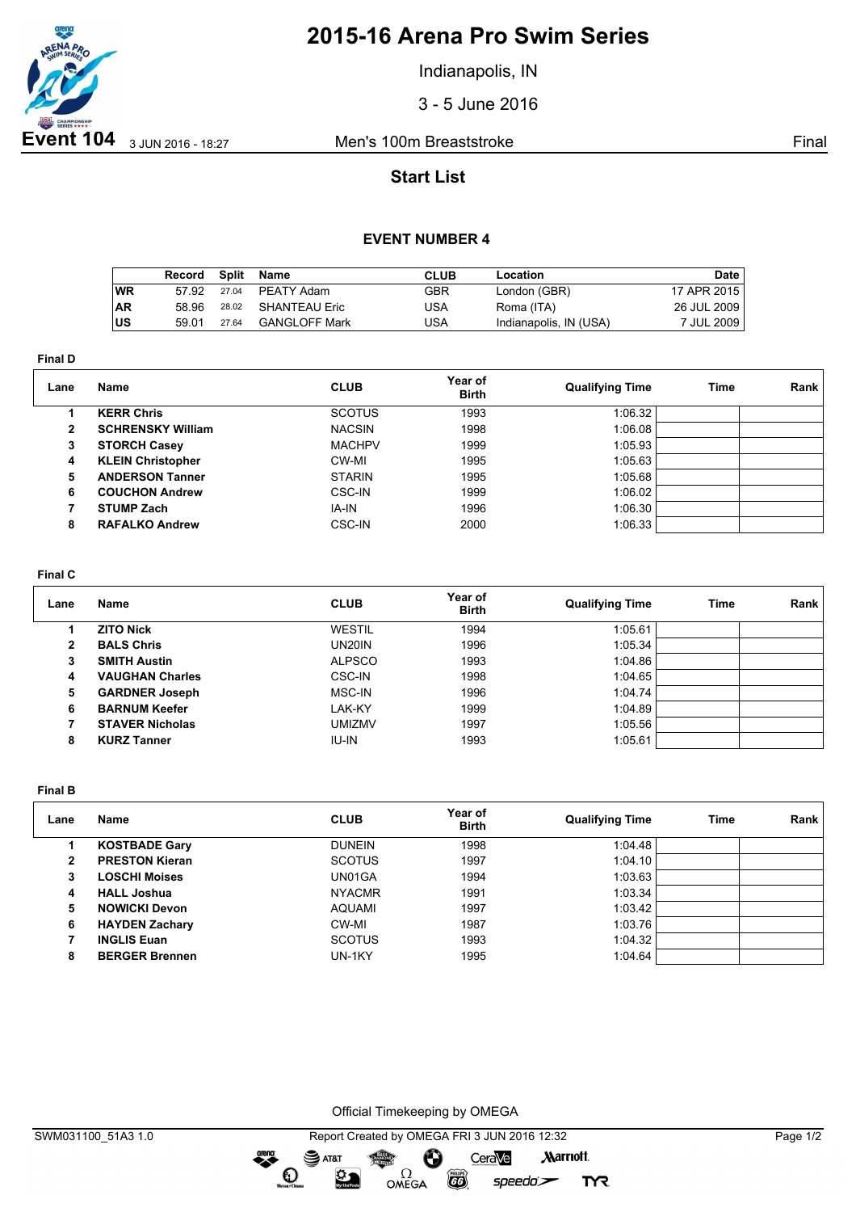# 2015-16 Arena Pro Swim Series

Indianapolis, IN

3 - 5 June 2016

**Event 104** 3 JUN 2016 - 18:27 Men's 100m Breaststroke Final

## Start List

### EVENT NUMBER 4

| | Record | Split | Name | CLUB | Location | Date |
|---|---|---|---|---|---|---|
| WR | 57.92 | 27.04 | PEATY Adam | GBR | London (GBR) | 17 APR 2015 |
| AR | 58.96 | 28.02 | SHANTEAU Eric | USA | Roma (ITA) | 26 JUL 2009 |
| US | 59.01 | 27.64 | GANGLOFF Mark | USA | Indianapolis, IN (USA) | 7 JUL 2009 |

**Final D**

| Lane | Name | CLUB | Year of Birth | Qualifying Time | Time | Rank |
|---|---|---|---|---|---|---|
| 1 | **KERR Chris** | SCOTUS | 1993 | 1:06.32 | | |
| 2 | **SCHRENSKY William** | NACSIN | 1998 | 1:06.08 | | |
| 3 | **STORCH Casey** | MACHPV | 1999 | 1:05.93 | | |
| 4 | **KLEIN Christopher** | CW-MI | 1995 | 1:05.63 | | |
| 5 | **ANDERSON Tanner** | STARIN | 1995 | 1:05.68 | | |
| 6 | **COUCHON Andrew** | CSC-IN | 1999 | 1:06.02 | | |
| 7 | **STUMP Zach** | IA-IN | 1996 | 1:06.30 | | |
| 8 | **RAFALKO Andrew** | CSC-IN | 2000 | 1:06.33 | | |

**Final C**

| Lane | Name | CLUB | Year of Birth | Qualifying Time | Time | Rank |
|---|---|---|---|---|---|---|
| 1 | **ZITO Nick** | WESTIL | 1994 | 1:05.61 | | |
| 2 | **BALS Chris** | UN20IN | 1996 | 1:05.34 | | |
| 3 | **SMITH Austin** | ALPSCO | 1993 | 1:04.86 | | |
| 4 | **VAUGHAN Charles** | CSC-IN | 1998 | 1:04.65 | | |
| 5 | **GARDNER Joseph** | MSC-IN | 1996 | 1:04.74 | | |
| 6 | **BARNUM Keefer** | LAK-KY | 1999 | 1:04.89 | | |
| 7 | **STAVER Nicholas** | UMIZMV | 1997 | 1:05.56 | | |
| 8 | **KURZ Tanner** | IU-IN | 1993 | 1:05.61 | | |

**Final B**

| Lane | Name | CLUB | Year of Birth | Qualifying Time | Time | Rank |
|---|---|---|---|---|---|---|
| 1 | **KOSTBADE Gary** | DUNEIN | 1998 | 1:04.48 | | |
| 2 | **PRESTON Kieran** | SCOTUS | 1997 | 1:04.10 | | |
| 3 | **LOSCHI Moises** | UN01GA | 1994 | 1:03.63 | | |
| 4 | **HALL Joshua** | NYACMR | 1991 | 1:03.34 | | |
| 5 | **NOWICKI Devon** | AQUAMI | 1997 | 1:03.42 | | |
| 6 | **HAYDEN Zachary** | CW-MI | 1987 | 1:03.76 | | |
| 7 | **INGLIS Euan** | SCOTUS | 1993 | 1:04.32 | | |
| 8 | **BERGER Brennen** | UN-1KY | 1995 | 1:04.64 | | |

Official Timekeeping by OMEGA

SWM031100_51A3 1.0 Report Created by OMEGA FRI 3 JUN 2016 12:32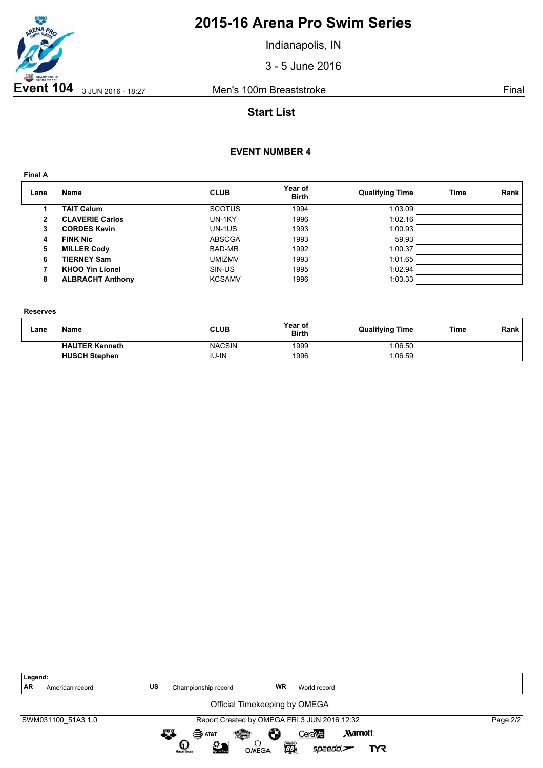# 2015-16 Arena Pro Swim Series

Indianapolis, IN

3 - 5 June 2016

**Event 104** 3 JUN 2016 - 18:27 Men's 100m Breaststroke Final

## Start List

### EVENT NUMBER 4

**Final A**

| Lane | Name | CLUB | Year of Birth | Qualifying Time | Time | Rank |
|---|---|---|---|---|---|---|
| 1 | **TAIT Calum** | SCOTUS | 1994 | 1:03.09 | | |
| 2 | **CLAVERIE Carlos** | UN-1KY | 1996 | 1:02.16 | | |
| 3 | **CORDES Kevin** | UN-1US | 1993 | 1:00.93 | | |
| 4 | **FINK Nic** | ABSCGA | 1993 | 59.93 | | |
| 5 | **MILLER Cody** | BAD-MR | 1992 | 1:00.37 | | |
| 6 | **TIERNEY Sam** | UMIZMV | 1993 | 1:01.65 | | |
| 7 | **KHOO Yin Lionel** | SIN-US | 1995 | 1:02.94 | | |
| 8 | **ALBRACHT Anthony** | KCSAMV | 1996 | 1:03.33 | | |

**Reserves**

| Lane | Name | CLUB | Year of Birth | Qualifying Time | Time | Rank |
|---|---|---|---|---|---|---|
| | **HAUTER Kenneth** | NACSIN | 1999 | 1:06.50 | | |
| | **HUSCH Stephen** | IU-IN | 1996 | 1:06.59 | | |

Legend:
**AR** American record **US** Championship record **WR** World record

Official Timekeeping by OMEGA

SWM031100_51A3 1.0 Report Created by OMEGA FRI 3 JUN 2016 12:32